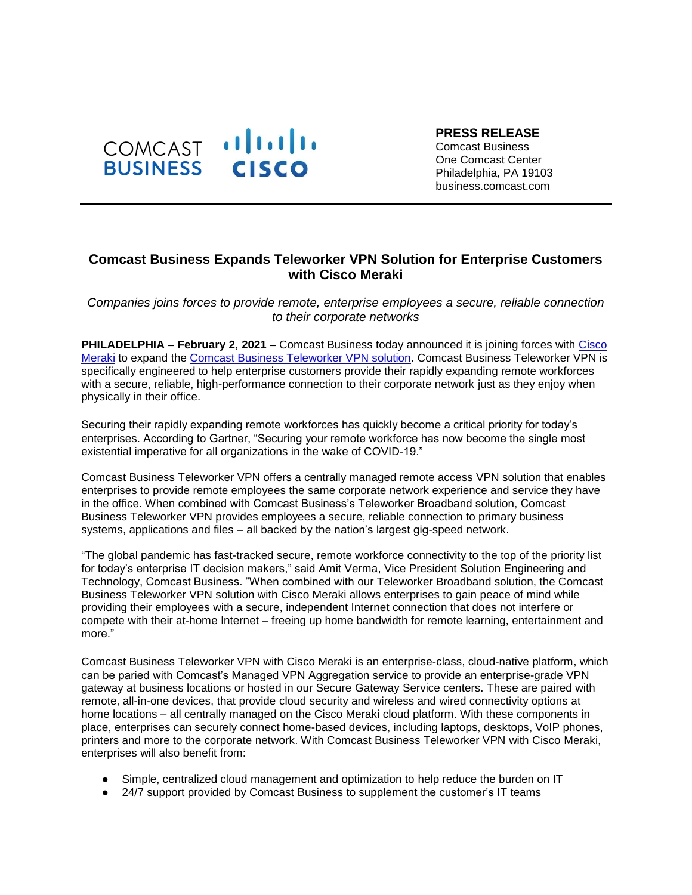COMCAST BUSINESS CISCO

**PRESS RELEASE**
Comcast Business
One Comcast Center
Philadelphia, PA 19103
business.comcast.com

---

## Comcast Business Expands Teleworker VPN Solution for Enterprise Customers with Cisco Meraki

*Companies joins forces to provide remote, enterprise employees a secure, reliable connection to their corporate networks*

**PHILADELPHIA – February 2, 2021 –** Comcast Business today announced it is joining forces with Cisco Meraki to expand the Comcast Business Teleworker VPN solution. Comcast Business Teleworker VPN is specifically engineered to help enterprise customers provide their rapidly expanding remote workforces with a secure, reliable, high-performance connection to their corporate network just as they enjoy when physically in their office.

Securing their rapidly expanding remote workforces has quickly become a critical priority for today's enterprises. According to Gartner, "Securing your remote workforce has now become the single most existential imperative for all organizations in the wake of COVID-19."

Comcast Business Teleworker VPN offers a centrally managed remote access VPN solution that enables enterprises to provide remote employees the same corporate network experience and service they have in the office. When combined with Comcast Business's Teleworker Broadband solution, Comcast Business Teleworker VPN provides employees a secure, reliable connection to primary business systems, applications and files – all backed by the nation's largest gig-speed network.

"The global pandemic has fast-tracked secure, remote workforce connectivity to the top of the priority list for today's enterprise IT decision makers," said Amit Verma, Vice President Solution Engineering and Technology, Comcast Business. "When combined with our Teleworker Broadband solution, the Comcast Business Teleworker VPN solution with Cisco Meraki allows enterprises to gain peace of mind while providing their employees with a secure, independent Internet connection that does not interfere or compete with their at-home Internet – freeing up home bandwidth for remote learning, entertainment and more."

Comcast Business Teleworker VPN with Cisco Meraki is an enterprise-class, cloud-native platform, which can be paried with Comcast's Managed VPN Aggregation service to provide an enterprise-grade VPN gateway at business locations or hosted in our Secure Gateway Service centers. These are paired with remote, all-in-one devices, that provide cloud security and wireless and wired connectivity options at home locations – all centrally managed on the Cisco Meraki cloud platform. With these components in place, enterprises can securely connect home-based devices, including laptops, desktops, VoIP phones, printers and more to the corporate network. With Comcast Business Teleworker VPN with Cisco Meraki, enterprises will also benefit from:

- Simple, centralized cloud management and optimization to help reduce the burden on IT
- 24/7 support provided by Comcast Business to supplement the customer's IT teams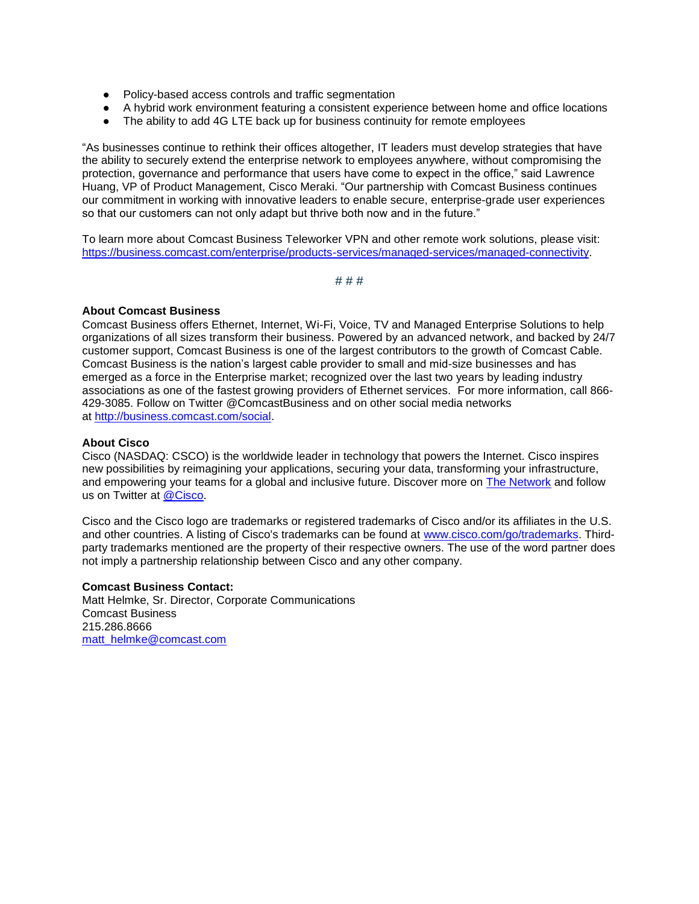- Policy-based access controls and traffic segmentation
- A hybrid work environment featuring a consistent experience between home and office locations
- The ability to add 4G LTE back up for business continuity for remote employees

"As businesses continue to rethink their offices altogether, IT leaders must develop strategies that have the ability to securely extend the enterprise network to employees anywhere, without compromising the protection, governance and performance that users have come to expect in the office," said Lawrence Huang, VP of Product Management, Cisco Meraki. "Our partnership with Comcast Business continues our commitment in working with innovative leaders to enable secure, enterprise-grade user experiences so that our customers can not only adapt but thrive both now and in the future."

To learn more about Comcast Business Teleworker VPN and other remote work solutions, please visit: [https://business.comcast.com/enterprise/products-services/managed-services/managed-connectivity](https://business.comcast.com/enterprise/products-services/managed-services/managed-connectivity).

# # #

**About Comcast Business**
Comcast Business offers Ethernet, Internet, Wi-Fi, Voice, TV and Managed Enterprise Solutions to help organizations of all sizes transform their business. Powered by an advanced network, and backed by 24/7 customer support, Comcast Business is one of the largest contributors to the growth of Comcast Cable. Comcast Business is the nation's largest cable provider to small and mid-size businesses and has emerged as a force in the Enterprise market; recognized over the last two years by leading industry associations as one of the fastest growing providers of Ethernet services. For more information, call 866-429-3085. Follow on Twitter @ComcastBusiness and on other social media networks at [http://business.comcast.com/social](http://business.comcast.com/social).

**About Cisco**
Cisco (NASDAQ: CSCO) is the worldwide leader in technology that powers the Internet. Cisco inspires new possibilities by reimagining your applications, securing your data, transforming your infrastructure, and empowering your teams for a global and inclusive future. Discover more on The Network and follow us on Twitter at @Cisco.

Cisco and the Cisco logo are trademarks or registered trademarks of Cisco and/or its affiliates in the U.S. and other countries. A listing of Cisco's trademarks can be found at www.cisco.com/go/trademarks. Third-party trademarks mentioned are the property of their respective owners. The use of the word partner does not imply a partnership relationship between Cisco and any other company.

**Comcast Business Contact:**
Matt Helmke, Sr. Director, Corporate Communications
Comcast Business
215.286.8666
matt_helmke@comcast.com